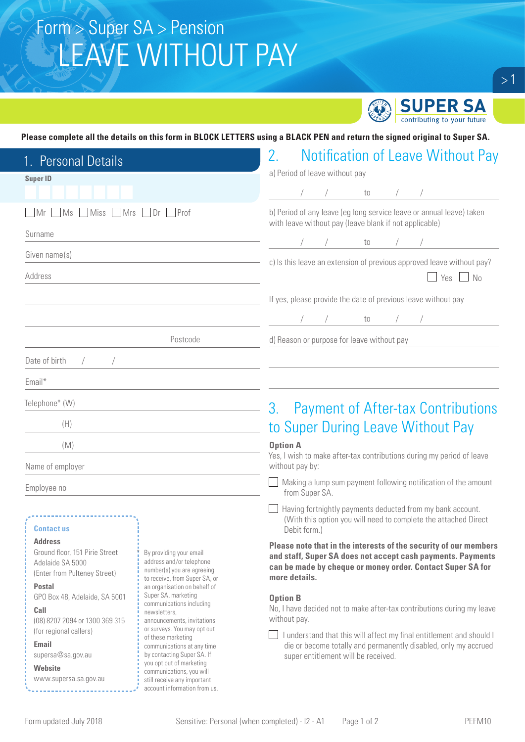Form > Super SA > Pension

# LEAVE WITHOUT PAY

SUPER SA
contributing to your future

**Please complete all the details on this form in BLOCK LETTERS using a BLACK PEN and return the signed original to Super SA.**

## 1. Personal Details

**Super ID**

☐ Mr ☐ Ms ☐ Miss ☐ Mrs ☐ Dr ☐ Prof

Surname

Given name(s)

Address

Postcode

Date of birth / /

Email*

Telephone* (W)

(H)

(M)

Name of employer

Employee no

**Contact us**

**Address**
Ground floor, 151 Pirie Street
Adelaide SA 5000
(Enter from Pulteney Street)

**Postal**
GPO Box 48, Adelaide, SA 5001

**Call**
(08) 8207 2094 or 1300 369 315
(for regional callers)

**Email**
supersa@sa.gov.au

**Website**
www.supersa.sa.gov.au

By providing your email address and/or telephone number(s) you are agreeing to receive, from Super SA, or an organisation on behalf of Super SA, marketing communications including newsletters, announcements, invitations or surveys. You may opt out of these marketing communications at any time by contacting Super SA. If you opt out of marketing communications, you will still receive any important account information from us.

## 2. Notification of Leave Without Pay

a) Period of leave without pay

/ / to / /

b) Period of any leave (eg long service leave or annual leave) taken with leave without pay (leave blank if not applicable)

/ / to / /

c) Is this leave an extension of previous approved leave without pay?

☐ Yes ☐ No

If yes, please provide the date of previous leave without pay

/ / to / /

d) Reason or purpose for leave without pay

## 3. Payment of After-tax Contributions to Super During Leave Without Pay

**Option A**

Yes, I wish to make after-tax contributions during my period of leave without pay by:

☐ Making a lump sum payment following notification of the amount from Super SA.

☐ Having fortnightly payments deducted from my bank account. (With this option you will need to complete the attached Direct Debit form.)

**Please note that in the interests of the security of our members and staff, Super SA does not accept cash payments. Payments can be made by cheque or money order. Contact Super SA for more details.**

**Option B**

No, I have decided not to make after-tax contributions during my leave without pay.

☐ I understand that this will affect my final entitlement and should I die or become totally and permanently disabled, only my accrued super entitlement will be received.

Form updated July 2018

Sensitive: Personal (when completed) - I2 - A1

PEFM10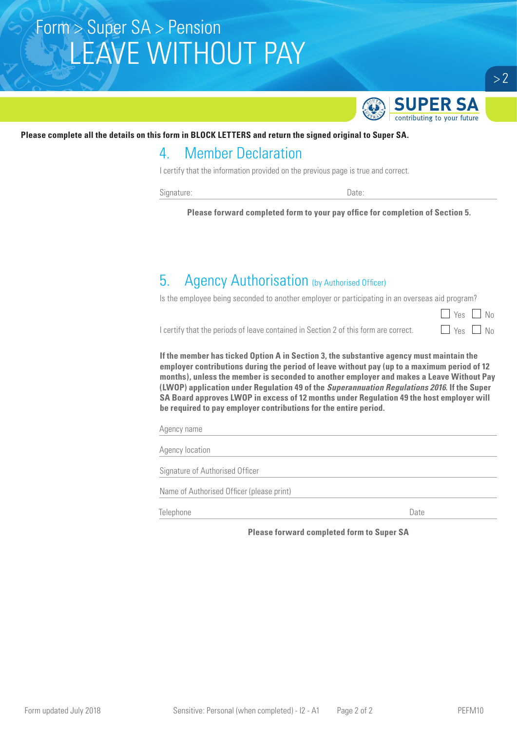Form > Super SA > Pension

# LEAVE WITHOUT PAY

SUPER SA
contributing to your future

**Please complete all the details on this form in BLOCK LETTERS and return the signed original to Super SA.**

## 4. Member Declaration

I certify that the information provided on the previous page is true and correct.

Signature: Date:

**Please forward completed form to your pay office for completion of Section 5.**

## 5. Agency Authorisation (by Authorised Officer)

Is the employee being seconded to another employer or participating in an overseas aid program? ☐ Yes ☐ No

I certify that the periods of leave contained in Section 2 of this form are correct. ☐ Yes ☐ No

**If the member has ticked Option A in Section 3, the substantive agency must maintain the employer contributions during the period of leave without pay (up to a maximum period of 12 months), unless the member is seconded to another employer and makes a Leave Without Pay (LWOP) application under Regulation 49 of the *Superannuation Regulations 2016*. If the Super SA Board approves LWOP in excess of 12 months under Regulation 49 the host employer will be required to pay employer contributions for the entire period.**

Agency name

Agency location

Signature of Authorised Officer

Name of Authorised Officer (please print)

Telephone Date

**Please forward completed form to Super SA**

Form updated July 2018 Sensitive: Personal (when completed) - I2 - A1 PEFM10